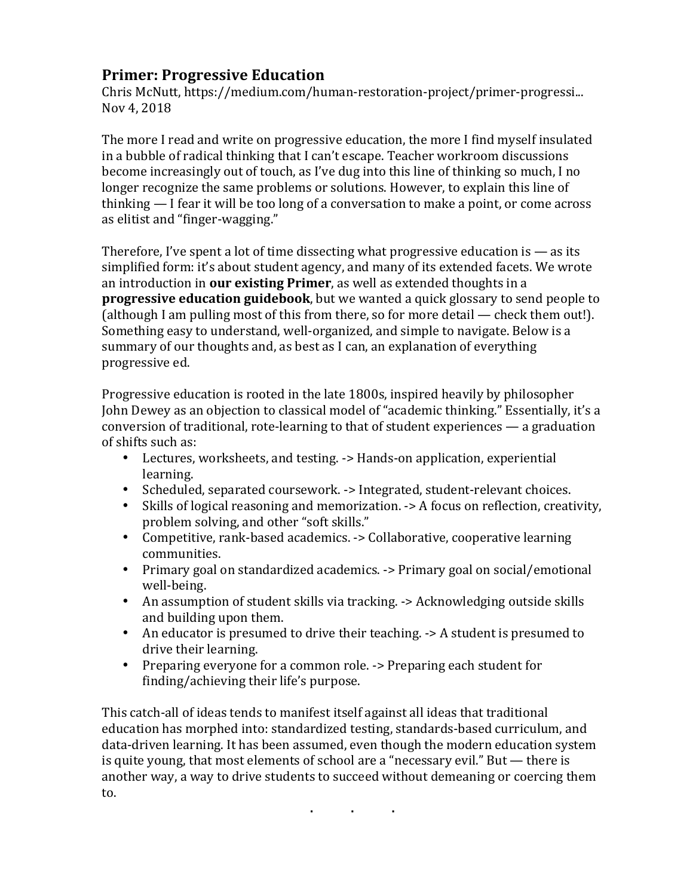# Primer: Progressive Education

Chris McNutt, https://medium.com/human-restoration-project/primer-progressi...
Nov 4, 2018

The more I read and write on progressive education, the more I find myself insulated in a bubble of radical thinking that I can't escape. Teacher workroom discussions become increasingly out of touch, as I've dug into this line of thinking so much, I no longer recognize the same problems or solutions. However, to explain this line of thinking — I fear it will be too long of a conversation to make a point, or come across as elitist and "finger-wagging."

Therefore, I've spent a lot of time dissecting what progressive education is — as its simplified form: it's about student agency, and many of its extended facets. We wrote an introduction in **our existing Primer**, as well as extended thoughts in a **progressive education guidebook**, but we wanted a quick glossary to send people to (although I am pulling most of this from there, so for more detail — check them out!). Something easy to understand, well-organized, and simple to navigate. Below is a summary of our thoughts and, as best as I can, an explanation of everything progressive ed.

Progressive education is rooted in the late 1800s, inspired heavily by philosopher John Dewey as an objection to classical model of "academic thinking." Essentially, it's a conversion of traditional, rote-learning to that of student experiences — a graduation of shifts such as:

- Lectures, worksheets, and testing. -> Hands-on application, experiential learning.
- Scheduled, separated coursework. -> Integrated, student-relevant choices.
- Skills of logical reasoning and memorization. -> A focus on reflection, creativity, problem solving, and other "soft skills."
- Competitive, rank-based academics. -> Collaborative, cooperative learning communities.
- Primary goal on standardized academics. -> Primary goal on social/emotional well-being.
- An assumption of student skills via tracking. -> Acknowledging outside skills and building upon them.
- An educator is presumed to drive their teaching. -> A student is presumed to drive their learning.
- Preparing everyone for a common role. -> Preparing each student for finding/achieving their life's purpose.

This catch-all of ideas tends to manifest itself against all ideas that traditional education has morphed into: standardized testing, standards-based curriculum, and data-driven learning. It has been assumed, even though the modern education system is quite young, that most elements of school are a "necessary evil." But — there is another way, a way to drive students to succeed without demeaning or coercing them to.

. . .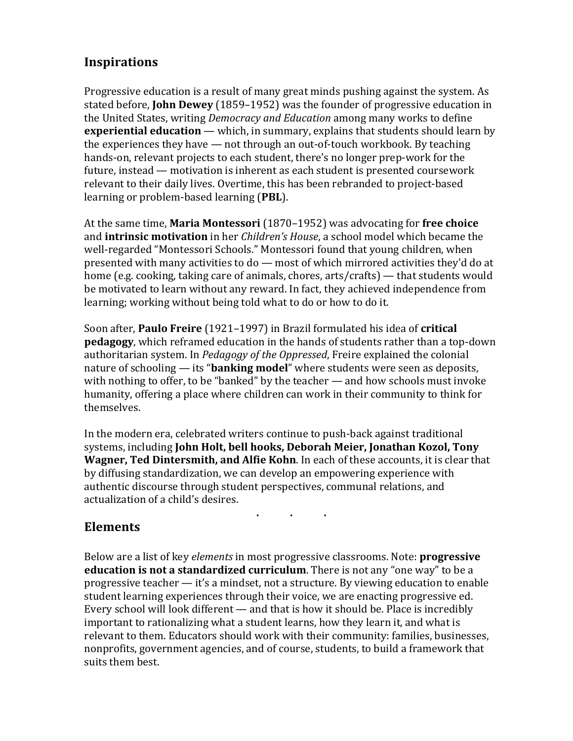## Inspirations

Progressive education is a result of many great minds pushing against the system. As stated before, **John Dewey** (1859–1952) was the founder of progressive education in the United States, writing *Democracy and Education* among many works to define **experiential education** — which, in summary, explains that students should learn by the experiences they have — not through an out-of-touch workbook. By teaching hands-on, relevant projects to each student, there's no longer prep-work for the future, instead — motivation is inherent as each student is presented coursework relevant to their daily lives. Overtime, this has been rebranded to project-based learning or problem-based learning (**PBL**).

At the same time, **Maria Montessori** (1870–1952) was advocating for **free choice** and **intrinsic motivation** in her *Children's House*, a school model which became the well-regarded "Montessori Schools." Montessori found that young children, when presented with many activities to do — most of which mirrored activities they'd do at home (e.g. cooking, taking care of animals, chores, arts/crafts) — that students would be motivated to learn without any reward. In fact, they achieved independence from learning; working without being told what to do or how to do it.

Soon after, **Paulo Freire** (1921–1997) in Brazil formulated his idea of **critical pedagogy**, which reframed education in the hands of students rather than a top-down authoritarian system. In *Pedagogy of the Oppressed*, Freire explained the colonial nature of schooling — its "**banking model**" where students were seen as deposits, with nothing to offer, to be "banked" by the teacher — and how schools must invoke humanity, offering a place where children can work in their community to think for themselves.

In the modern era, celebrated writers continue to push-back against traditional systems, including **John Holt, bell hooks, Deborah Meier, Jonathan Kozol, Tony Wagner, Ted Dintersmith, and Alfie Kohn**. In each of these accounts, it is clear that by diffusing standardization, we can develop an empowering experience with authentic discourse through student perspectives, communal relations, and actualization of a child's desires.

. . .

## Elements

Below are a list of key *elements* in most progressive classrooms. Note: **progressive education is not a standardized curriculum**. There is not any "one way" to be a progressive teacher — it's a mindset, not a structure. By viewing education to enable student learning experiences through their voice, we are enacting progressive ed. Every school will look different — and that is how it should be. Place is incredibly important to rationalizing what a student learns, how they learn it, and what is relevant to them. Educators should work with their community: families, businesses, nonprofits, government agencies, and of course, students, to build a framework that suits them best.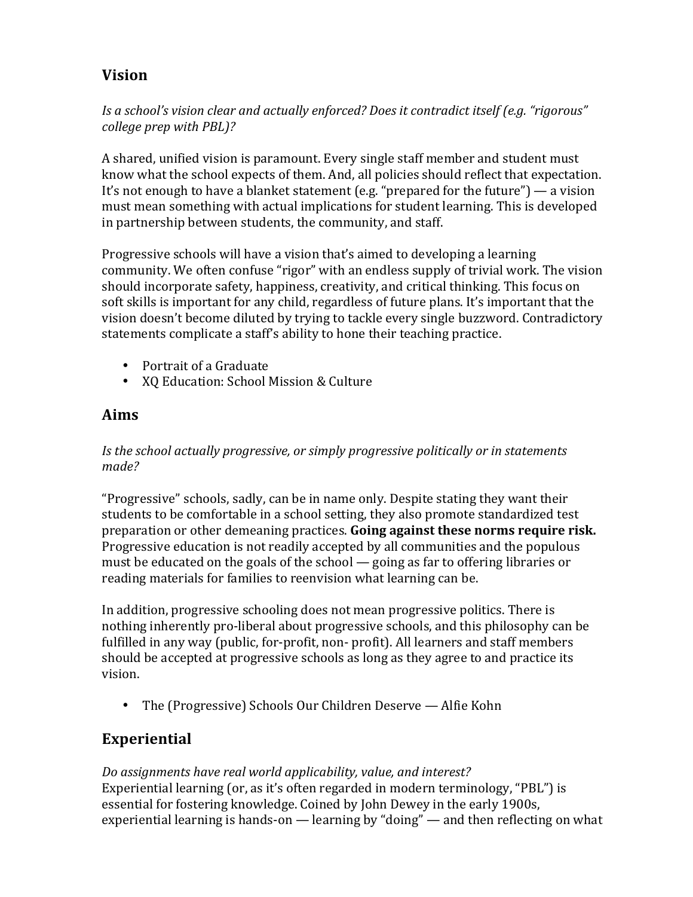## Vision

*Is a school's vision clear and actually enforced? Does it contradict itself (e.g. "rigorous" college prep with PBL)?*

A shared, unified vision is paramount. Every single staff member and student must know what the school expects of them. And, all policies should reflect that expectation. It's not enough to have a blanket statement (e.g. "prepared for the future") — a vision must mean something with actual implications for student learning. This is developed in partnership between students, the community, and staff.

Progressive schools will have a vision that's aimed to developing a learning community. We often confuse "rigor" with an endless supply of trivial work. The vision should incorporate safety, happiness, creativity, and critical thinking. This focus on soft skills is important for any child, regardless of future plans. It's important that the vision doesn't become diluted by trying to tackle every single buzzword. Contradictory statements complicate a staff's ability to hone their teaching practice.

- Portrait of a Graduate
- XQ Education: School Mission & Culture

## Aims

*Is the school actually progressive, or simply progressive politically or in statements made?*

"Progressive" schools, sadly, can be in name only. Despite stating they want their students to be comfortable in a school setting, they also promote standardized test preparation or other demeaning practices. **Going against these norms require risk.** Progressive education is not readily accepted by all communities and the populous must be educated on the goals of the school — going as far to offering libraries or reading materials for families to reenvision what learning can be.

In addition, progressive schooling does not mean progressive politics. There is nothing inherently pro-liberal about progressive schools, and this philosophy can be fulfilled in any way (public, for-profit, non- profit). All learners and staff members should be accepted at progressive schools as long as they agree to and practice its vision.

- The (Progressive) Schools Our Children Deserve — Alfie Kohn

## Experiential

*Do assignments have real world applicability, value, and interest?*
Experiential learning (or, as it's often regarded in modern terminology, "PBL") is essential for fostering knowledge. Coined by John Dewey in the early 1900s, experiential learning is hands-on — learning by "doing" — and then reflecting on what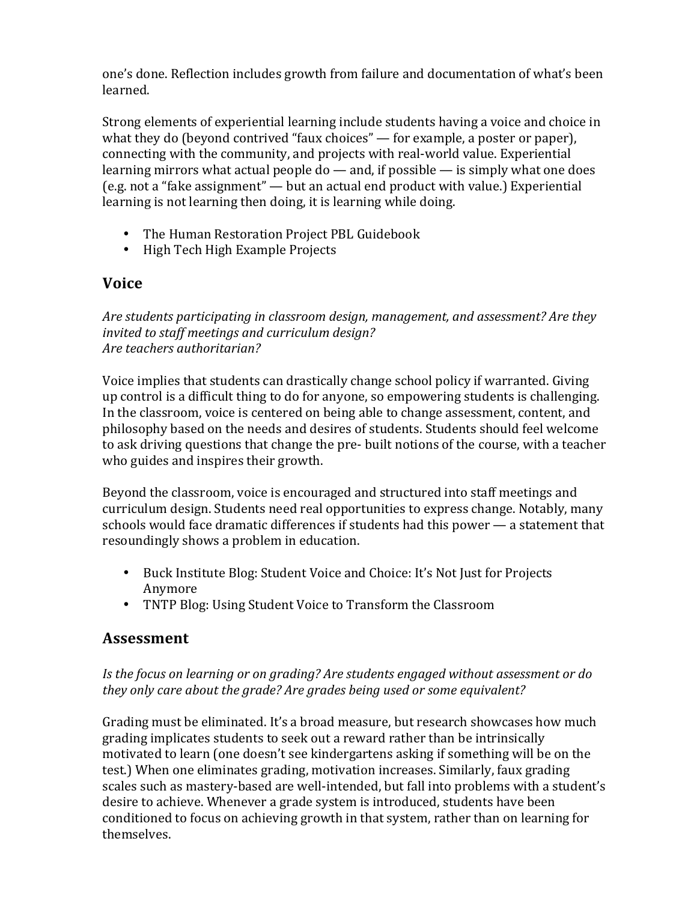one's done. Reflection includes growth from failure and documentation of what's been learned.

Strong elements of experiential learning include students having a voice and choice in what they do (beyond contrived "faux choices" — for example, a poster or paper), connecting with the community, and projects with real-world value. Experiential learning mirrors what actual people do — and, if possible — is simply what one does (e.g. not a "fake assignment" — but an actual end product with value.) Experiential learning is not learning then doing, it is learning while doing.

- The Human Restoration Project PBL Guidebook
- High Tech High Example Projects

## Voice

*Are students participating in classroom design, management, and assessment? Are they invited to staff meetings and curriculum design?*
*Are teachers authoritarian?*

Voice implies that students can drastically change school policy if warranted. Giving up control is a difficult thing to do for anyone, so empowering students is challenging. In the classroom, voice is centered on being able to change assessment, content, and philosophy based on the needs and desires of students. Students should feel welcome to ask driving questions that change the pre- built notions of the course, with a teacher who guides and inspires their growth.

Beyond the classroom, voice is encouraged and structured into staff meetings and curriculum design. Students need real opportunities to express change. Notably, many schools would face dramatic differences if students had this power — a statement that resoundingly shows a problem in education.

- Buck Institute Blog: Student Voice and Choice: It's Not Just for Projects Anymore
- TNTP Blog: Using Student Voice to Transform the Classroom

## Assessment

*Is the focus on learning or on grading? Are students engaged without assessment or do they only care about the grade? Are grades being used or some equivalent?*

Grading must be eliminated. It's a broad measure, but research showcases how much grading implicates students to seek out a reward rather than be intrinsically motivated to learn (one doesn't see kindergartens asking if something will be on the test.) When one eliminates grading, motivation increases. Similarly, faux grading scales such as mastery-based are well-intended, but fall into problems with a student's desire to achieve. Whenever a grade system is introduced, students have been conditioned to focus on achieving growth in that system, rather than on learning for themselves.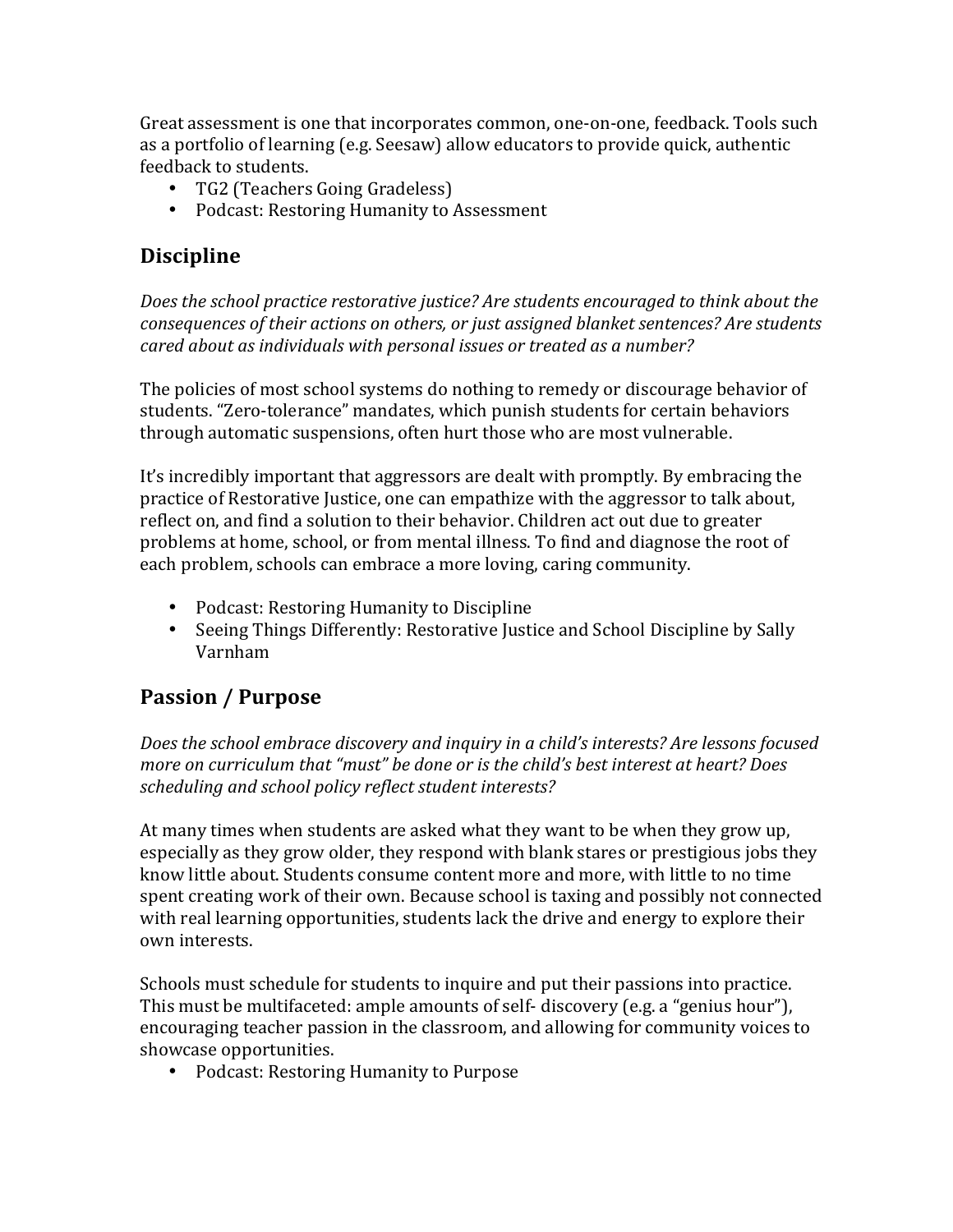Great assessment is one that incorporates common, one-on-one, feedback. Tools such as a portfolio of learning (e.g. Seesaw) allow educators to provide quick, authentic feedback to students.

- TG2 (Teachers Going Gradeless)
- Podcast: Restoring Humanity to Assessment

## Discipline

*Does the school practice restorative justice? Are students encouraged to think about the consequences of their actions on others, or just assigned blanket sentences? Are students cared about as individuals with personal issues or treated as a number?*

The policies of most school systems do nothing to remedy or discourage behavior of students. "Zero-tolerance" mandates, which punish students for certain behaviors through automatic suspensions, often hurt those who are most vulnerable.

It's incredibly important that aggressors are dealt with promptly. By embracing the practice of Restorative Justice, one can empathize with the aggressor to talk about, reflect on, and find a solution to their behavior. Children act out due to greater problems at home, school, or from mental illness. To find and diagnose the root of each problem, schools can embrace a more loving, caring community.

- Podcast: Restoring Humanity to Discipline
- Seeing Things Differently: Restorative Justice and School Discipline by Sally Varnham

## Passion / Purpose

*Does the school embrace discovery and inquiry in a child's interests? Are lessons focused more on curriculum that "must" be done or is the child's best interest at heart? Does scheduling and school policy reflect student interests?*

At many times when students are asked what they want to be when they grow up, especially as they grow older, they respond with blank stares or prestigious jobs they know little about. Students consume content more and more, with little to no time spent creating work of their own. Because school is taxing and possibly not connected with real learning opportunities, students lack the drive and energy to explore their own interests.

Schools must schedule for students to inquire and put their passions into practice. This must be multifaceted: ample amounts of self- discovery (e.g. a "genius hour"), encouraging teacher passion in the classroom, and allowing for community voices to showcase opportunities.

- Podcast: Restoring Humanity to Purpose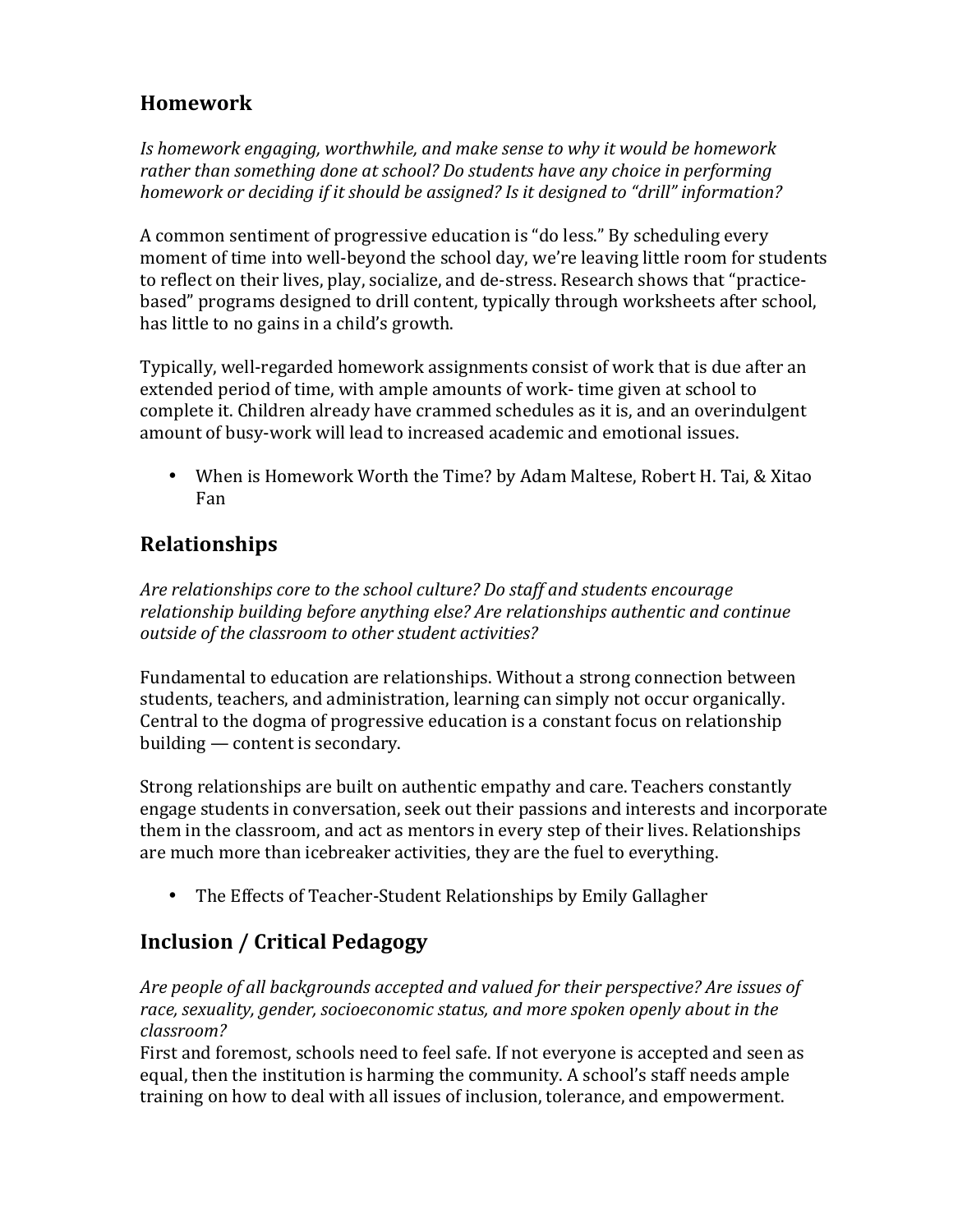## Homework

*Is homework engaging, worthwhile, and make sense to why it would be homework rather than something done at school? Do students have any choice in performing homework or deciding if it should be assigned? Is it designed to "drill" information?*

A common sentiment of progressive education is "do less." By scheduling every moment of time into well-beyond the school day, we're leaving little room for students to reflect on their lives, play, socialize, and de-stress. Research shows that "practice-based" programs designed to drill content, typically through worksheets after school, has little to no gains in a child's growth.

Typically, well-regarded homework assignments consist of work that is due after an extended period of time, with ample amounts of work- time given at school to complete it. Children already have crammed schedules as it is, and an overindulgent amount of busy-work will lead to increased academic and emotional issues.

- When is Homework Worth the Time? by Adam Maltese, Robert H. Tai, & Xitao Fan

## Relationships

*Are relationships core to the school culture? Do staff and students encourage relationship building before anything else? Are relationships authentic and continue outside of the classroom to other student activities?*

Fundamental to education are relationships. Without a strong connection between students, teachers, and administration, learning can simply not occur organically. Central to the dogma of progressive education is a constant focus on relationship building — content is secondary.

Strong relationships are built on authentic empathy and care. Teachers constantly engage students in conversation, seek out their passions and interests and incorporate them in the classroom, and act as mentors in every step of their lives. Relationships are much more than icebreaker activities, they are the fuel to everything.

- The Effects of Teacher-Student Relationships by Emily Gallagher

## Inclusion / Critical Pedagogy

*Are people of all backgrounds accepted and valued for their perspective? Are issues of race, sexuality, gender, socioeconomic status, and more spoken openly about in the classroom?*

First and foremost, schools need to feel safe. If not everyone is accepted and seen as equal, then the institution is harming the community. A school's staff needs ample training on how to deal with all issues of inclusion, tolerance, and empowerment.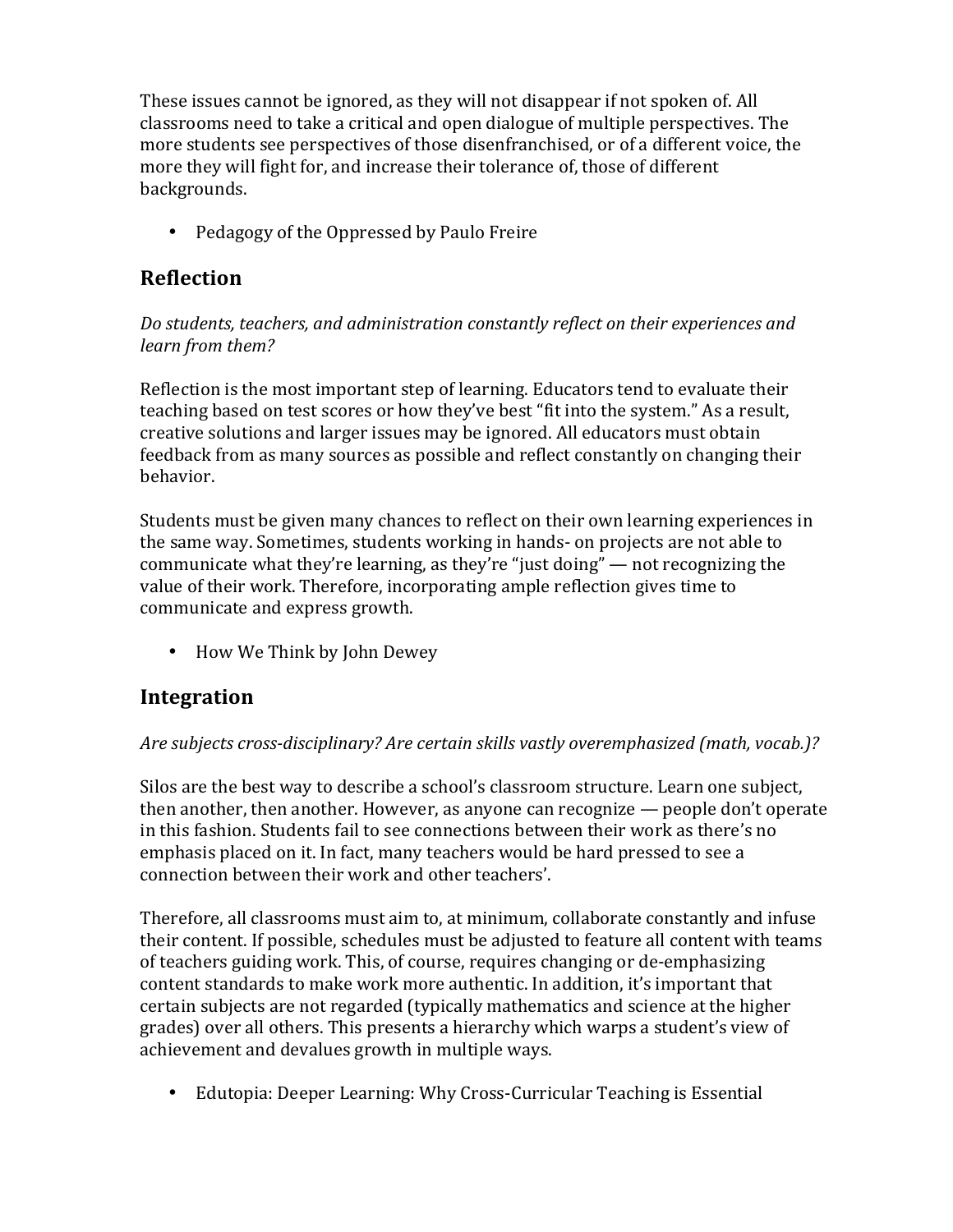These issues cannot be ignored, as they will not disappear if not spoken of. All classrooms need to take a critical and open dialogue of multiple perspectives. The more students see perspectives of those disenfranchised, or of a different voice, the more they will fight for, and increase their tolerance of, those of different backgrounds.

- Pedagogy of the Oppressed by Paulo Freire

## Reflection

*Do students, teachers, and administration constantly reflect on their experiences and learn from them?*

Reflection is the most important step of learning. Educators tend to evaluate their teaching based on test scores or how they've best "fit into the system." As a result, creative solutions and larger issues may be ignored. All educators must obtain feedback from as many sources as possible and reflect constantly on changing their behavior.

Students must be given many chances to reflect on their own learning experiences in the same way. Sometimes, students working in hands- on projects are not able to communicate what they're learning, as they're "just doing" — not recognizing the value of their work. Therefore, incorporating ample reflection gives time to communicate and express growth.

- How We Think by John Dewey

## Integration

*Are subjects cross-disciplinary? Are certain skills vastly overemphasized (math, vocab.)?*

Silos are the best way to describe a school's classroom structure. Learn one subject, then another, then another. However, as anyone can recognize — people don't operate in this fashion. Students fail to see connections between their work as there's no emphasis placed on it. In fact, many teachers would be hard pressed to see a connection between their work and other teachers'.

Therefore, all classrooms must aim to, at minimum, collaborate constantly and infuse their content. If possible, schedules must be adjusted to feature all content with teams of teachers guiding work. This, of course, requires changing or de-emphasizing content standards to make work more authentic. In addition, it's important that certain subjects are not regarded (typically mathematics and science at the higher grades) over all others. This presents a hierarchy which warps a student's view of achievement and devalues growth in multiple ways.

- Edutopia: Deeper Learning: Why Cross-Curricular Teaching is Essential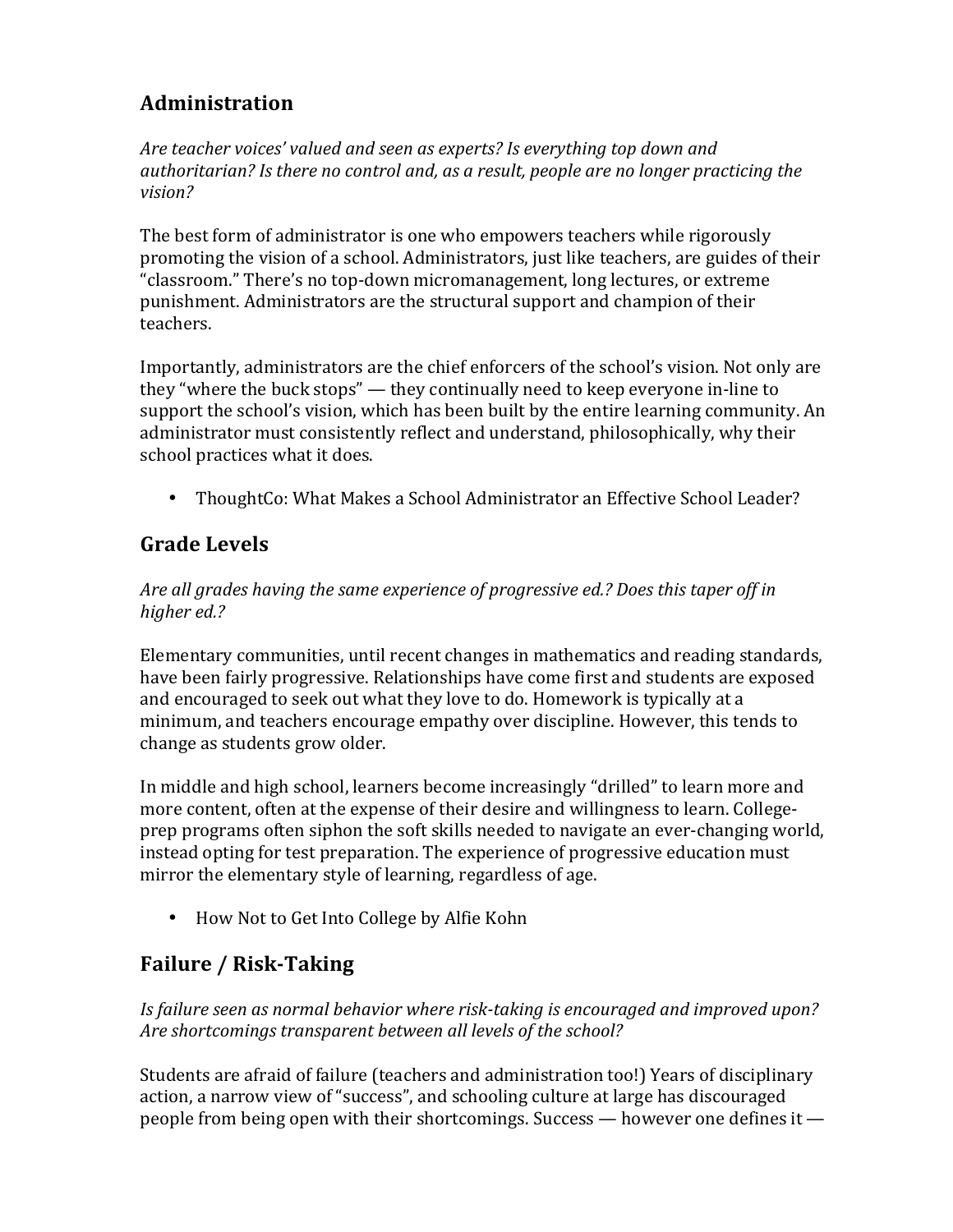## Administration

*Are teacher voices' valued and seen as experts? Is everything top down and authoritarian? Is there no control and, as a result, people are no longer practicing the vision?*

The best form of administrator is one who empowers teachers while rigorously promoting the vision of a school. Administrators, just like teachers, are guides of their "classroom." There's no top-down micromanagement, long lectures, or extreme punishment. Administrators are the structural support and champion of their teachers.

Importantly, administrators are the chief enforcers of the school's vision. Not only are they "where the buck stops" — they continually need to keep everyone in-line to support the school's vision, which has been built by the entire learning community. An administrator must consistently reflect and understand, philosophically, why their school practices what it does.

- ThoughtCo: What Makes a School Administrator an Effective School Leader?

## Grade Levels

*Are all grades having the same experience of progressive ed.? Does this taper off in higher ed.?*

Elementary communities, until recent changes in mathematics and reading standards, have been fairly progressive. Relationships have come first and students are exposed and encouraged to seek out what they love to do. Homework is typically at a minimum, and teachers encourage empathy over discipline. However, this tends to change as students grow older.

In middle and high school, learners become increasingly "drilled" to learn more and more content, often at the expense of their desire and willingness to learn. College-prep programs often siphon the soft skills needed to navigate an ever-changing world, instead opting for test preparation. The experience of progressive education must mirror the elementary style of learning, regardless of age.

- How Not to Get Into College by Alfie Kohn

## Failure / Risk-Taking

*Is failure seen as normal behavior where risk-taking is encouraged and improved upon? Are shortcomings transparent between all levels of the school?*

Students are afraid of failure (teachers and administration too!) Years of disciplinary action, a narrow view of "success", and schooling culture at large has discouraged people from being open with their shortcomings. Success — however one defines it —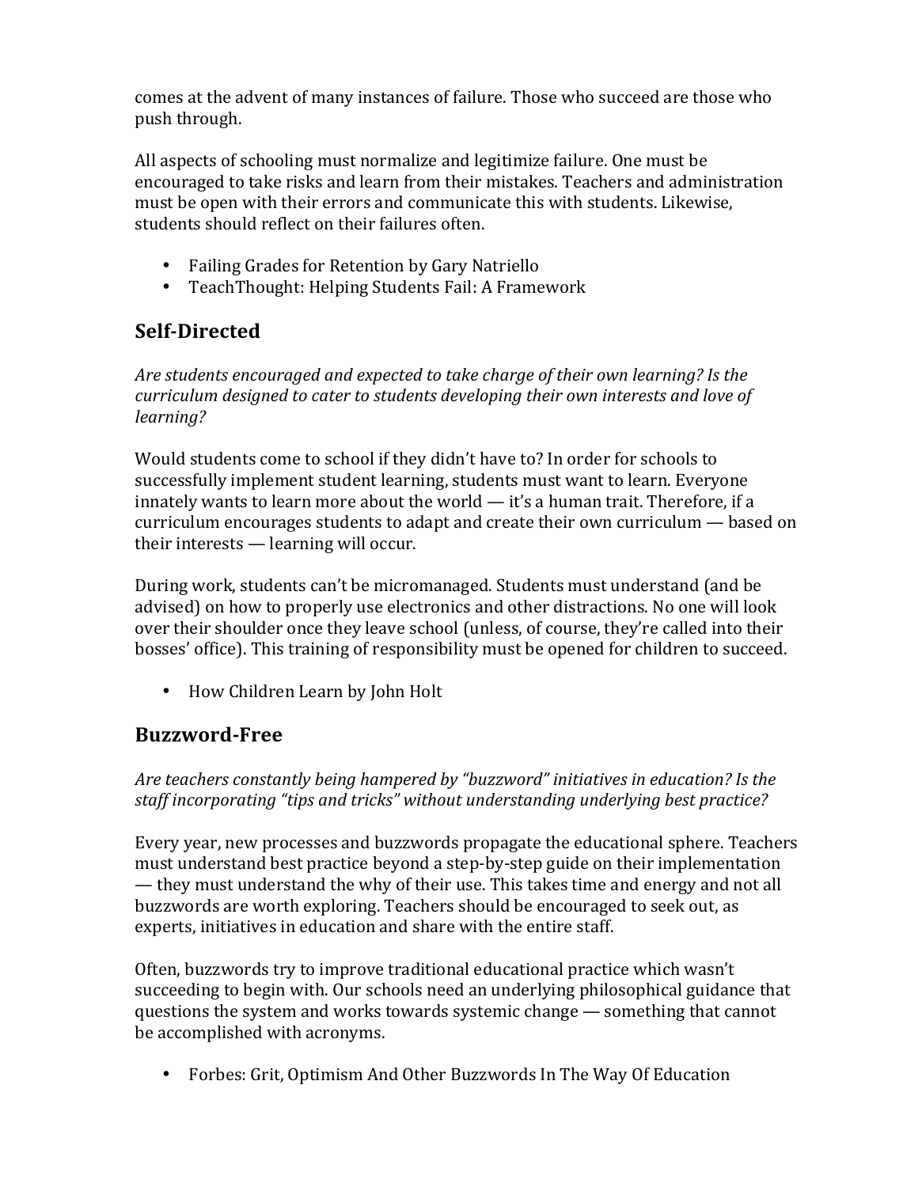comes at the advent of many instances of failure. Those who succeed are those who push through.

All aspects of schooling must normalize and legitimize failure. One must be encouraged to take risks and learn from their mistakes. Teachers and administration must be open with their errors and communicate this with students. Likewise, students should reflect on their failures often.

- Failing Grades for Retention by Gary Natriello
- TeachThought: Helping Students Fail: A Framework

## Self-Directed

*Are students encouraged and expected to take charge of their own learning? Is the curriculum designed to cater to students developing their own interests and love of learning?*

Would students come to school if they didn't have to? In order for schools to successfully implement student learning, students must want to learn. Everyone innately wants to learn more about the world — it's a human trait. Therefore, if a curriculum encourages students to adapt and create their own curriculum — based on their interests — learning will occur.

During work, students can't be micromanaged. Students must understand (and be advised) on how to properly use electronics and other distractions. No one will look over their shoulder once they leave school (unless, of course, they're called into their bosses' office). This training of responsibility must be opened for children to succeed.

- How Children Learn by John Holt

## Buzzword-Free

*Are teachers constantly being hampered by "buzzword" initiatives in education? Is the staff incorporating "tips and tricks" without understanding underlying best practice?*

Every year, new processes and buzzwords propagate the educational sphere. Teachers must understand best practice beyond a step-by-step guide on their implementation — they must understand the why of their use. This takes time and energy and not all buzzwords are worth exploring. Teachers should be encouraged to seek out, as experts, initiatives in education and share with the entire staff.

Often, buzzwords try to improve traditional educational practice which wasn't succeeding to begin with. Our schools need an underlying philosophical guidance that questions the system and works towards systemic change — something that cannot be accomplished with acronyms.

- Forbes: Grit, Optimism And Other Buzzwords In The Way Of Education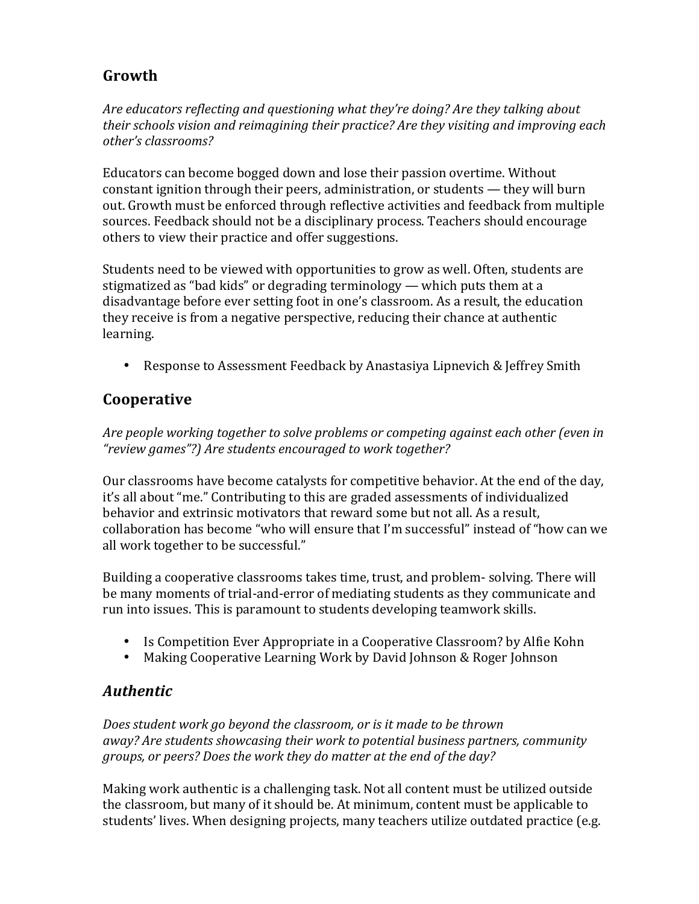## Growth

*Are educators reflecting and questioning what they're doing? Are they talking about their schools vision and reimagining their practice? Are they visiting and improving each other's classrooms?*

Educators can become bogged down and lose their passion overtime. Without constant ignition through their peers, administration, or students — they will burn out. Growth must be enforced through reflective activities and feedback from multiple sources. Feedback should not be a disciplinary process. Teachers should encourage others to view their practice and offer suggestions.

Students need to be viewed with opportunities to grow as well. Often, students are stigmatized as "bad kids" or degrading terminology — which puts them at a disadvantage before ever setting foot in one's classroom. As a result, the education they receive is from a negative perspective, reducing their chance at authentic learning.

- Response to Assessment Feedback by Anastasiya Lipnevich & Jeffrey Smith

## Cooperative

*Are people working together to solve problems or competing against each other (even in "review games"?) Are students encouraged to work together?*

Our classrooms have become catalysts for competitive behavior. At the end of the day, it's all about "me." Contributing to this are graded assessments of individualized behavior and extrinsic motivators that reward some but not all. As a result, collaboration has become "who will ensure that I'm successful" instead of "how can we all work together to be successful."

Building a cooperative classrooms takes time, trust, and problem- solving. There will be many moments of trial-and-error of mediating students as they communicate and run into issues. This is paramount to students developing teamwork skills.

- Is Competition Ever Appropriate in a Cooperative Classroom? by Alfie Kohn
- Making Cooperative Learning Work by David Johnson & Roger Johnson

## *Authentic*

*Does student work go beyond the classroom, or is it made to be thrown away? Are students showcasing their work to potential business partners, community groups, or peers? Does the work they do matter at the end of the day?*

Making work authentic is a challenging task. Not all content must be utilized outside the classroom, but many of it should be. At minimum, content must be applicable to students' lives. When designing projects, many teachers utilize outdated practice (e.g.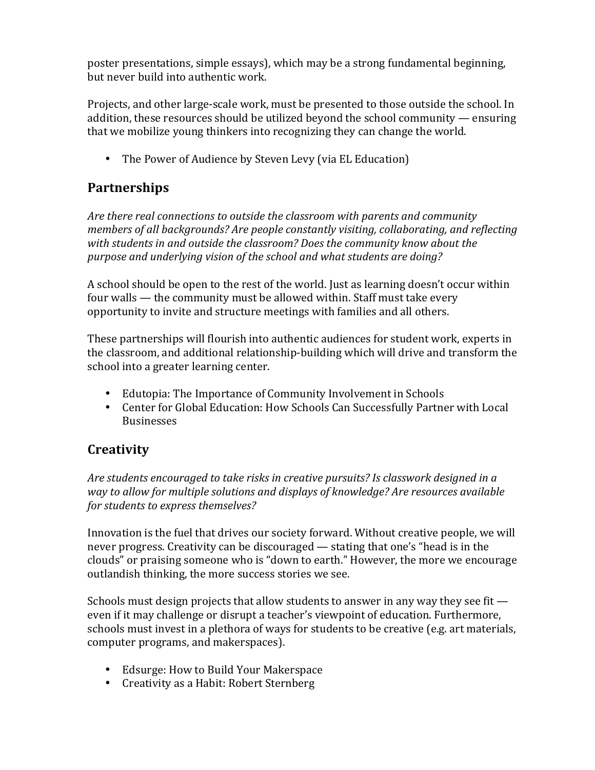poster presentations, simple essays), which may be a strong fundamental beginning, but never build into authentic work.

Projects, and other large-scale work, must be presented to those outside the school. In addition, these resources should be utilized beyond the school community — ensuring that we mobilize young thinkers into recognizing they can change the world.

- The Power of Audience by Steven Levy (via EL Education)

## Partnerships

*Are there real connections to outside the classroom with parents and community members of all backgrounds? Are people constantly visiting, collaborating, and reflecting with students in and outside the classroom? Does the community know about the purpose and underlying vision of the school and what students are doing?*

A school should be open to the rest of the world. Just as learning doesn't occur within four walls — the community must be allowed within. Staff must take every opportunity to invite and structure meetings with families and all others.

These partnerships will flourish into authentic audiences for student work, experts in the classroom, and additional relationship-building which will drive and transform the school into a greater learning center.

- Edutopia: The Importance of Community Involvement in Schools
- Center for Global Education: How Schools Can Successfully Partner with Local Businesses

## Creativity

*Are students encouraged to take risks in creative pursuits? Is classwork designed in a way to allow for multiple solutions and displays of knowledge? Are resources available for students to express themselves?*

Innovation is the fuel that drives our society forward. Without creative people, we will never progress. Creativity can be discouraged — stating that one's "head is in the clouds" or praising someone who is "down to earth." However, the more we encourage outlandish thinking, the more success stories we see.

Schools must design projects that allow students to answer in any way they see fit — even if it may challenge or disrupt a teacher's viewpoint of education. Furthermore, schools must invest in a plethora of ways for students to be creative (e.g. art materials, computer programs, and makerspaces).

- Edsurge: How to Build Your Makerspace
- Creativity as a Habit: Robert Sternberg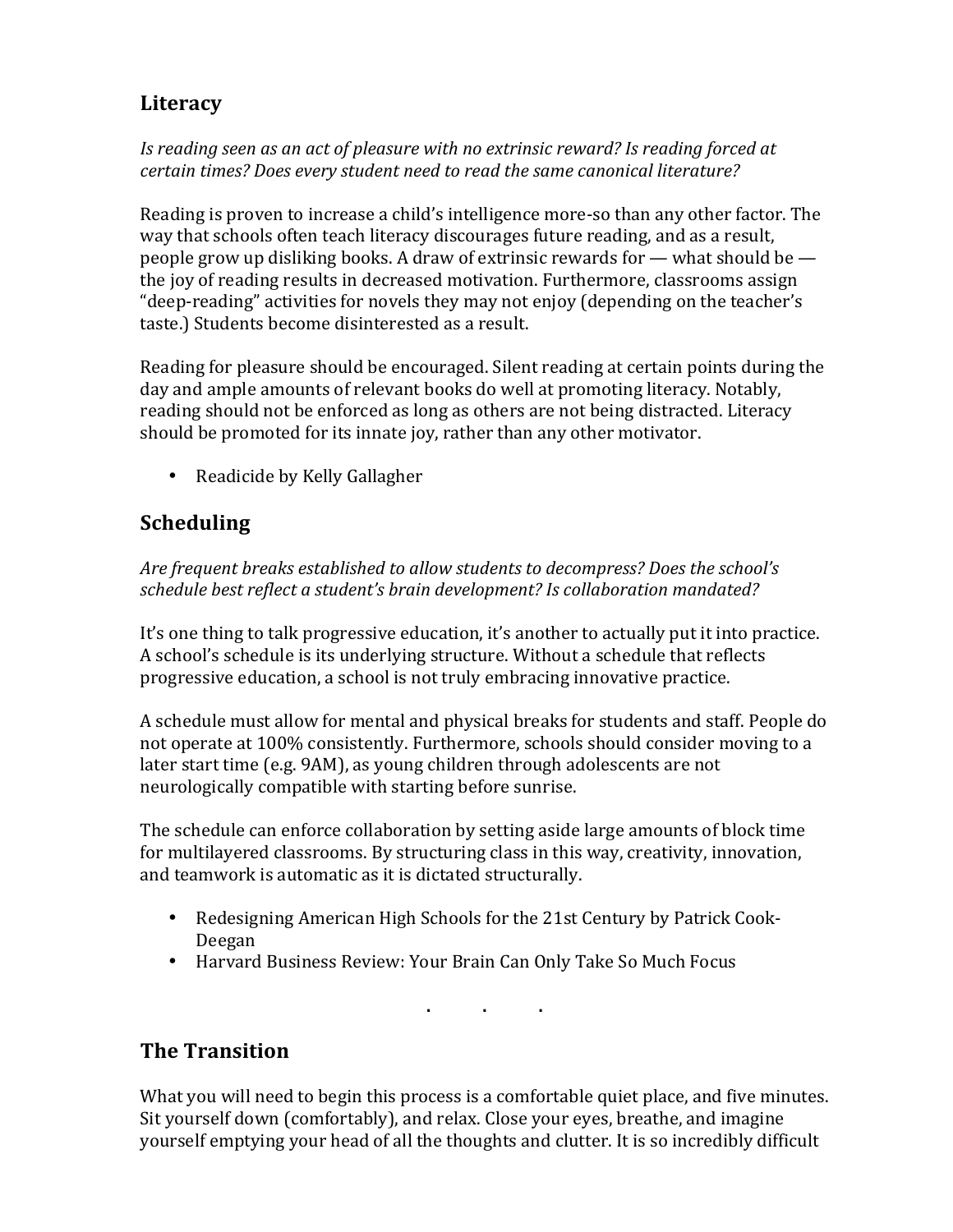## Literacy

*Is reading seen as an act of pleasure with no extrinsic reward? Is reading forced at certain times? Does every student need to read the same canonical literature?*

Reading is proven to increase a child's intelligence more-so than any other factor. The way that schools often teach literacy discourages future reading, and as a result, people grow up disliking books. A draw of extrinsic rewards for — what should be — the joy of reading results in decreased motivation. Furthermore, classrooms assign "deep-reading" activities for novels they may not enjoy (depending on the teacher's taste.) Students become disinterested as a result.

Reading for pleasure should be encouraged. Silent reading at certain points during the day and ample amounts of relevant books do well at promoting literacy. Notably, reading should not be enforced as long as others are not being distracted. Literacy should be promoted for its innate joy, rather than any other motivator.

- Readicide by Kelly Gallagher

## Scheduling

*Are frequent breaks established to allow students to decompress? Does the school's schedule best reflect a student's brain development? Is collaboration mandated?*

It's one thing to talk progressive education, it's another to actually put it into practice. A school's schedule is its underlying structure. Without a schedule that reflects progressive education, a school is not truly embracing innovative practice.

A schedule must allow for mental and physical breaks for students and staff. People do not operate at 100% consistently. Furthermore, schools should consider moving to a later start time (e.g. 9AM), as young children through adolescents are not neurologically compatible with starting before sunrise.

The schedule can enforce collaboration by setting aside large amounts of block time for multilayered classrooms. By structuring class in this way, creativity, innovation, and teamwork is automatic as it is dictated structurally.

- Redesigning American High Schools for the 21st Century by Patrick Cook-Deegan
- Harvard Business Review: Your Brain Can Only Take So Much Focus

. . .

## The Transition

What you will need to begin this process is a comfortable quiet place, and five minutes. Sit yourself down (comfortably), and relax. Close your eyes, breathe, and imagine yourself emptying your head of all the thoughts and clutter. It is so incredibly difficult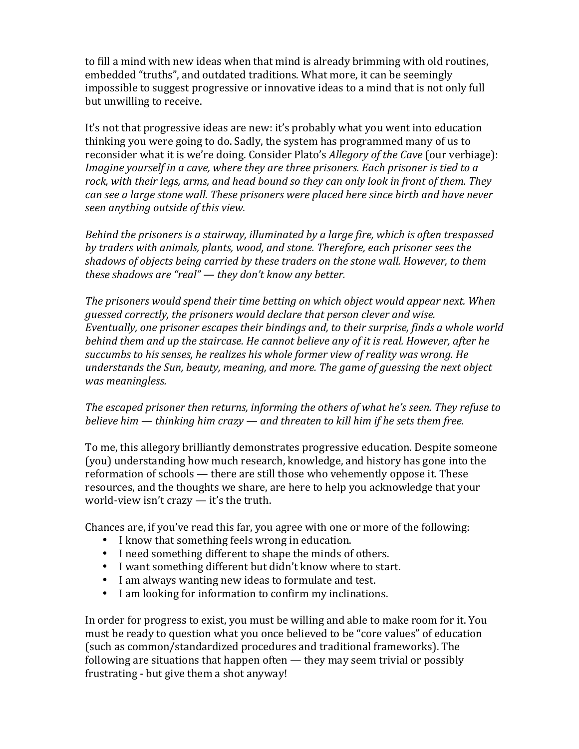to fill a mind with new ideas when that mind is already brimming with old routines, embedded "truths", and outdated traditions. What more, it can be seemingly impossible to suggest progressive or innovative ideas to a mind that is not only full but unwilling to receive.

It's not that progressive ideas are new: it's probably what you went into education thinking you were going to do. Sadly, the system has programmed many of us to reconsider what it is we're doing. Consider Plato's *Allegory of the Cave* (our verbiage): *Imagine yourself in a cave, where they are three prisoners. Each prisoner is tied to a rock, with their legs, arms, and head bound so they can only look in front of them. They can see a large stone wall. These prisoners were placed here since birth and have never seen anything outside of this view.*

*Behind the prisoners is a stairway, illuminated by a large fire, which is often trespassed by traders with animals, plants, wood, and stone. Therefore, each prisoner sees the shadows of objects being carried by these traders on the stone wall. However, to them these shadows are "real" — they don't know any better.*

*The prisoners would spend their time betting on which object would appear next. When guessed correctly, the prisoners would declare that person clever and wise. Eventually, one prisoner escapes their bindings and, to their surprise, finds a whole world behind them and up the staircase. He cannot believe any of it is real. However, after he succumbs to his senses, he realizes his whole former view of reality was wrong. He understands the Sun, beauty, meaning, and more. The game of guessing the next object was meaningless.*

*The escaped prisoner then returns, informing the others of what he's seen. They refuse to believe him — thinking him crazy — and threaten to kill him if he sets them free.*

To me, this allegory brilliantly demonstrates progressive education. Despite someone (you) understanding how much research, knowledge, and history has gone into the reformation of schools — there are still those who vehemently oppose it. These resources, and the thoughts we share, are here to help you acknowledge that your world-view isn't crazy — it's the truth.

Chances are, if you've read this far, you agree with one or more of the following:

- I know that something feels wrong in education.
- I need something different to shape the minds of others.
- I want something different but didn't know where to start.
- I am always wanting new ideas to formulate and test.
- I am looking for information to confirm my inclinations.

In order for progress to exist, you must be willing and able to make room for it. You must be ready to question what you once believed to be "core values" of education (such as common/standardized procedures and traditional frameworks). The following are situations that happen often — they may seem trivial or possibly frustrating - but give them a shot anyway!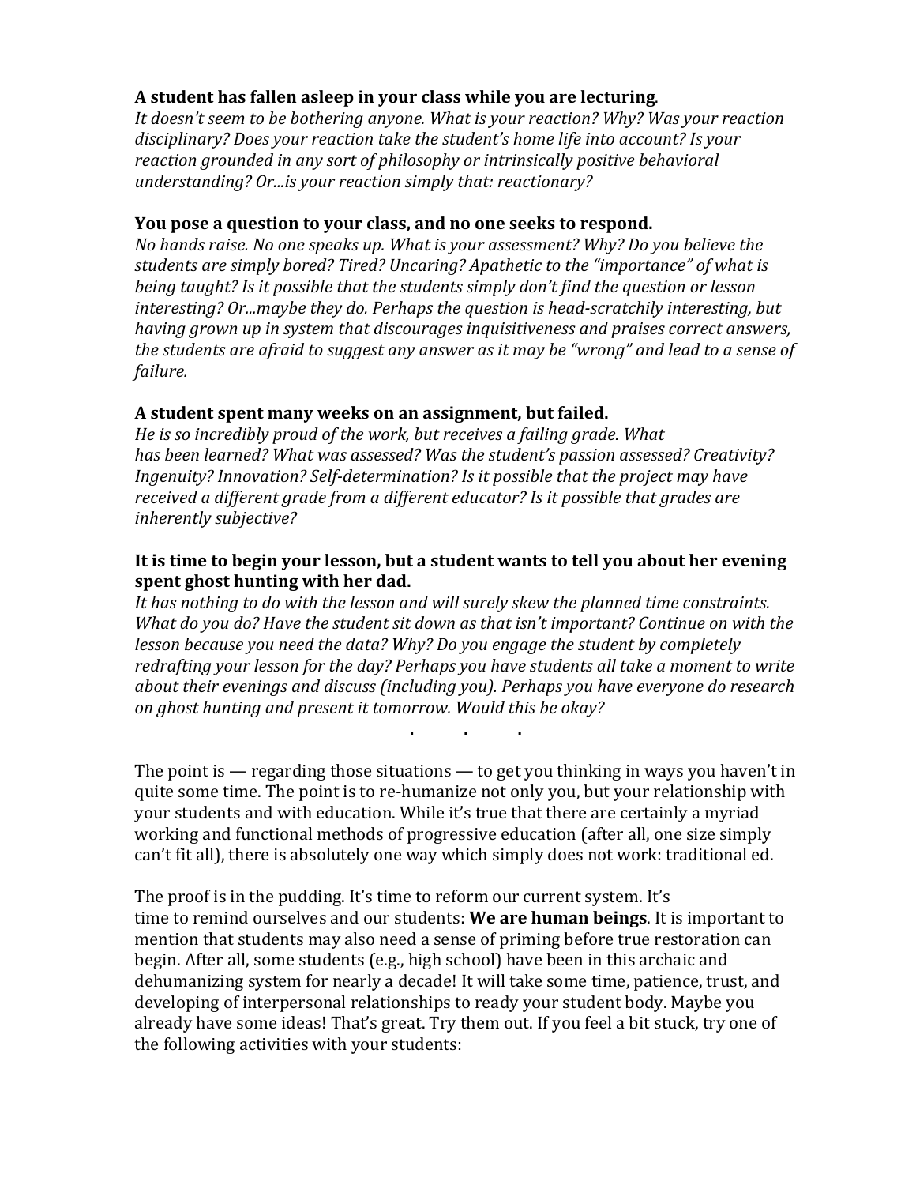**A student has fallen asleep in your class while you are lecturing**.
*It doesn't seem to be bothering anyone. What is your reaction? Why? Was your reaction disciplinary? Does your reaction take the student's home life into account? Is your reaction grounded in any sort of philosophy or intrinsically positive behavioral understanding? Or...is your reaction simply that: reactionary?*

**You pose a question to your class, and no one seeks to respond.**
*No hands raise. No one speaks up. What is your assessment? Why? Do you believe the students are simply bored? Tired? Uncaring? Apathetic to the "importance" of what is being taught? Is it possible that the students simply don't find the question or lesson interesting? Or...maybe they do. Perhaps the question is head-scratchily interesting, but having grown up in system that discourages inquisitiveness and praises correct answers, the students are afraid to suggest any answer as it may be "wrong" and lead to a sense of failure.*

**A student spent many weeks on an assignment, but failed.**
*He is so incredibly proud of the work, but receives a failing grade. What has been learned? What was assessed? Was the student's passion assessed? Creativity? Ingenuity? Innovation? Self-determination? Is it possible that the project may have received a different grade from a different educator? Is it possible that grades are inherently subjective?*

**It is time to begin your lesson, but a student wants to tell you about her evening spent ghost hunting with her dad.**
*It has nothing to do with the lesson and will surely skew the planned time constraints. What do you do? Have the student sit down as that isn't important? Continue on with the lesson because you need the data? Why? Do you engage the student by completely redrafting your lesson for the day? Perhaps you have students all take a moment to write about their evenings and discuss (including you). Perhaps you have everyone do research on ghost hunting and present it tomorrow. Would this be okay?*

. . .

The point is — regarding those situations — to get you thinking in ways you haven't in quite some time. The point is to re-humanize not only you, but your relationship with your students and with education. While it's true that there are certainly a myriad working and functional methods of progressive education (after all, one size simply can't fit all), there is absolutely one way which simply does not work: traditional ed.

The proof is in the pudding. It's time to reform our current system. It's time to remind ourselves and our students: **We are human beings**. It is important to mention that students may also need a sense of priming before true restoration can begin. After all, some students (e.g., high school) have been in this archaic and dehumanizing system for nearly a decade! It will take some time, patience, trust, and developing of interpersonal relationships to ready your student body. Maybe you already have some ideas! That's great. Try them out. If you feel a bit stuck, try one of the following activities with your students: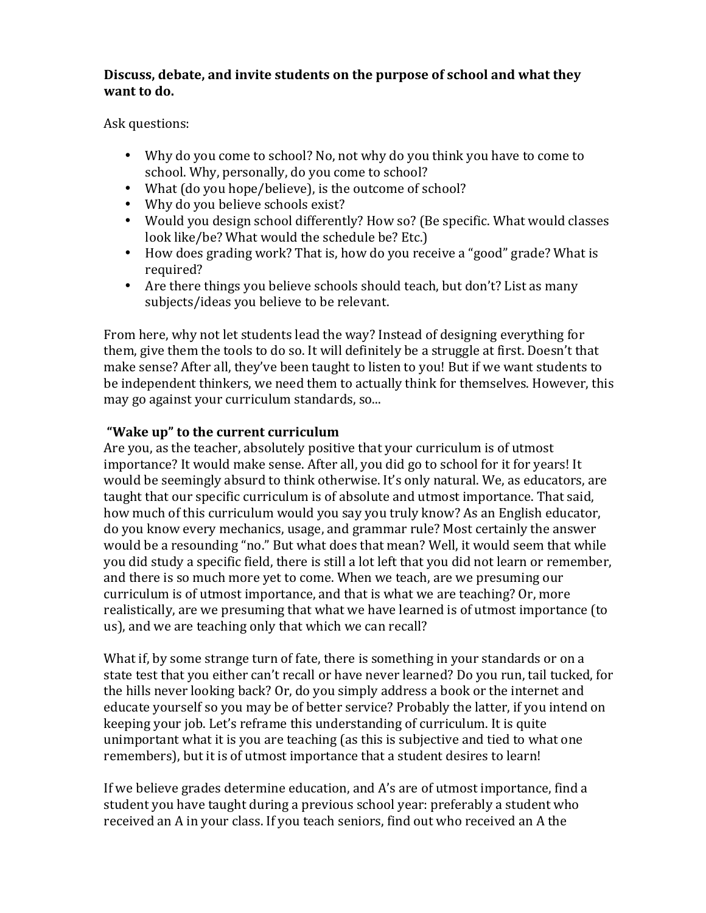**Discuss, debate, and invite students on the purpose of school and what they want to do.**

Ask questions:

- Why do you come to school? No, not why do you think you have to come to school. Why, personally, do you come to school?
- What (do you hope/believe), is the outcome of school?
- Why do you believe schools exist?
- Would you design school differently? How so? (Be specific. What would classes look like/be? What would the schedule be? Etc.)
- How does grading work? That is, how do you receive a "good" grade? What is required?
- Are there things you believe schools should teach, but don't? List as many subjects/ideas you believe to be relevant.

From here, why not let students lead the way? Instead of designing everything for them, give them the tools to do so. It will definitely be a struggle at first. Doesn't that make sense? After all, they've been taught to listen to you! But if we want students to be independent thinkers, we need them to actually think for themselves. However, this may go against your curriculum standards, so...

**"Wake up" to the current curriculum**

Are you, as the teacher, absolutely positive that your curriculum is of utmost importance? It would make sense. After all, you did go to school for it for years! It would be seemingly absurd to think otherwise. It's only natural. We, as educators, are taught that our specific curriculum is of absolute and utmost importance. That said, how much of this curriculum would you say you truly know? As an English educator, do you know every mechanics, usage, and grammar rule? Most certainly the answer would be a resounding "no." But what does that mean? Well, it would seem that while you did study a specific field, there is still a lot left that you did not learn or remember, and there is so much more yet to come. When we teach, are we presuming our curriculum is of utmost importance, and that is what we are teaching? Or, more realistically, are we presuming that what we have learned is of utmost importance (to us), and we are teaching only that which we can recall?

What if, by some strange turn of fate, there is something in your standards or on a state test that you either can't recall or have never learned? Do you run, tail tucked, for the hills never looking back? Or, do you simply address a book or the internet and educate yourself so you may be of better service? Probably the latter, if you intend on keeping your job. Let's reframe this understanding of curriculum. It is quite unimportant what it is you are teaching (as this is subjective and tied to what one remembers), but it is of utmost importance that a student desires to learn!

If we believe grades determine education, and A's are of utmost importance, find a student you have taught during a previous school year: preferably a student who received an A in your class. If you teach seniors, find out who received an A the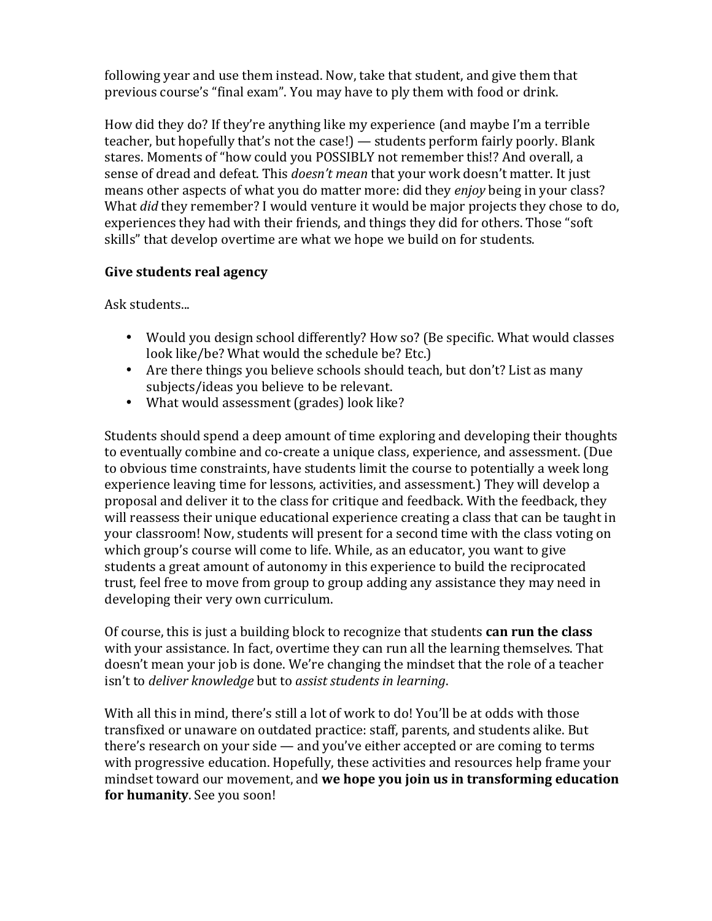following year and use them instead. Now, take that student, and give them that previous course's "final exam". You may have to ply them with food or drink.

How did they do? If they're anything like my experience (and maybe I'm a terrible teacher, but hopefully that's not the case!) — students perform fairly poorly. Blank stares. Moments of "how could you POSSIBLY not remember this!? And overall, a sense of dread and defeat. This *doesn't mean* that your work doesn't matter. It just means other aspects of what you do matter more: did they *enjoy* being in your class? What *did* they remember? I would venture it would be major projects they chose to do, experiences they had with their friends, and things they did for others. Those "soft skills" that develop overtime are what we hope we build on for students.

**Give students real agency**

Ask students...

- Would you design school differently? How so? (Be specific. What would classes look like/be? What would the schedule be? Etc.)
- Are there things you believe schools should teach, but don't? List as many subjects/ideas you believe to be relevant.
- What would assessment (grades) look like?

Students should spend a deep amount of time exploring and developing their thoughts to eventually combine and co-create a unique class, experience, and assessment. (Due to obvious time constraints, have students limit the course to potentially a week long experience leaving time for lessons, activities, and assessment.) They will develop a proposal and deliver it to the class for critique and feedback. With the feedback, they will reassess their unique educational experience creating a class that can be taught in your classroom! Now, students will present for a second time with the class voting on which group's course will come to life. While, as an educator, you want to give students a great amount of autonomy in this experience to build the reciprocated trust, feel free to move from group to group adding any assistance they may need in developing their very own curriculum.

Of course, this is just a building block to recognize that students **can run the class** with your assistance. In fact, overtime they can run all the learning themselves. That doesn't mean your job is done. We're changing the mindset that the role of a teacher isn't to *deliver knowledge* but to *assist students in learning*.

With all this in mind, there's still a lot of work to do! You'll be at odds with those transfixed or unaware on outdated practice: staff, parents, and students alike. But there's research on your side — and you've either accepted or are coming to terms with progressive education. Hopefully, these activities and resources help frame your mindset toward our movement, and **we hope you join us in transforming education for humanity**. See you soon!